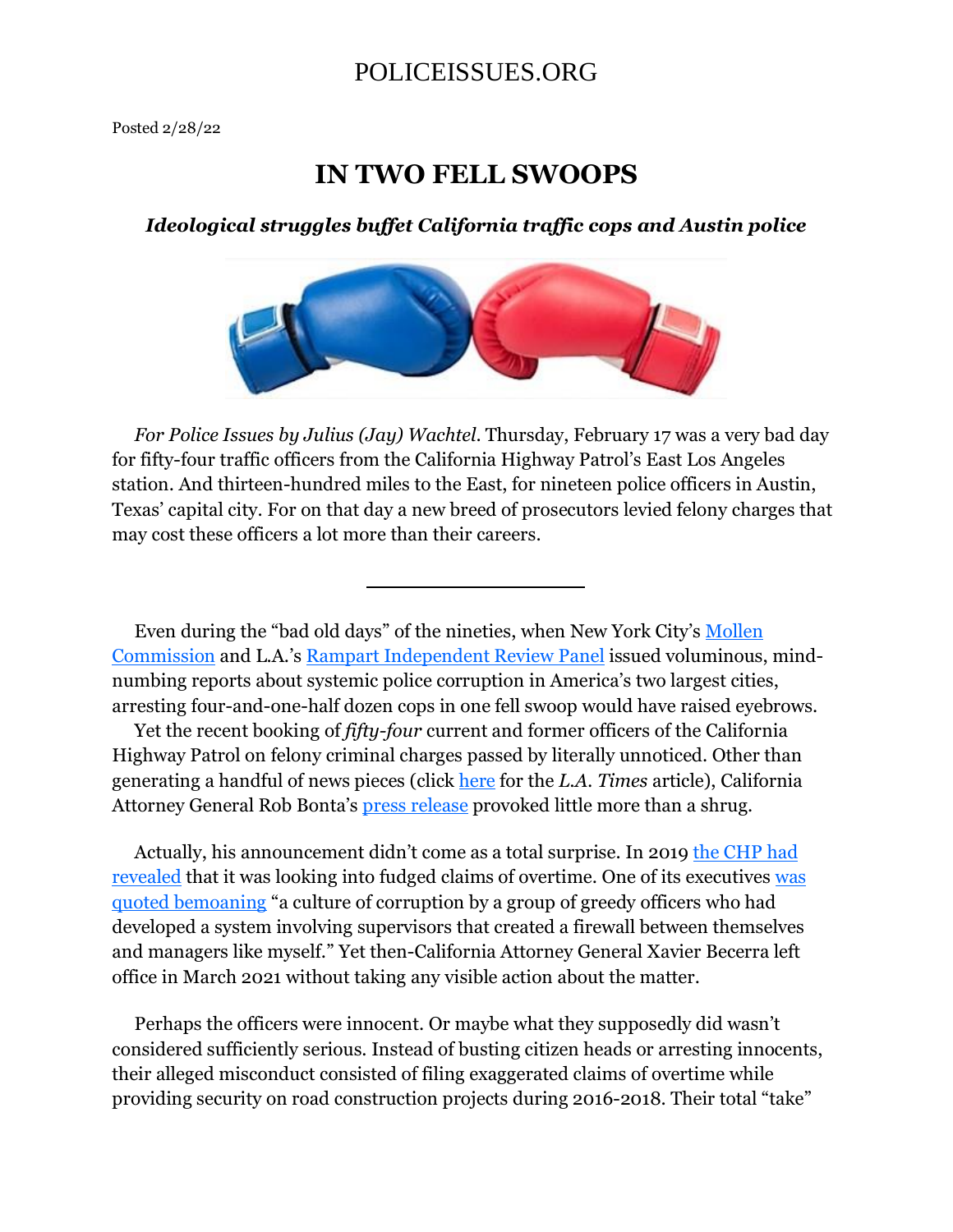POLICEISSUES.ORG

Posted 2/28/22

# IN TWO FELL SWOOPS

***Ideological struggles buffet California traffic cops and Austin police***

*For Police Issues by Julius (Jay) Wachtel*. Thursday, February 17 was a very bad day for fifty-four traffic officers from the California Highway Patrol's East Los Angeles station. And thirteen-hundred miles to the East, for nineteen police officers in Austin, Texas' capital city. For on that day a new breed of prosecutors levied felony charges that may cost these officers a lot more than their careers.

---

Even during the "bad old days" of the nineties, when New York City's Mollen Commission and L.A.'s Rampart Independent Review Panel issued voluminous, mind-numbing reports about systemic police corruption in America's two largest cities, arresting four-and-one-half dozen cops in one fell swoop would have raised eyebrows.

Yet the recent booking of *fifty-four* current and former officers of the California Highway Patrol on felony criminal charges passed by literally unnoticed. Other than generating a handful of news pieces (click here for the *L.A. Times* article), California Attorney General Rob Bonta's press release provoked little more than a shrug.

Actually, his announcement didn't come as a total surprise. In 2019 the CHP had revealed that it was looking into fudged claims of overtime. One of its executives was quoted bemoaning "a culture of corruption by a group of greedy officers who had developed a system involving supervisors that created a firewall between themselves and managers like myself." Yet then-California Attorney General Xavier Becerra left office in March 2021 without taking any visible action about the matter.

Perhaps the officers were innocent. Or maybe what they supposedly did wasn't considered sufficiently serious. Instead of busting citizen heads or arresting innocents, their alleged misconduct consisted of filing exaggerated claims of overtime while providing security on road construction projects during 2016-2018. Their total "take"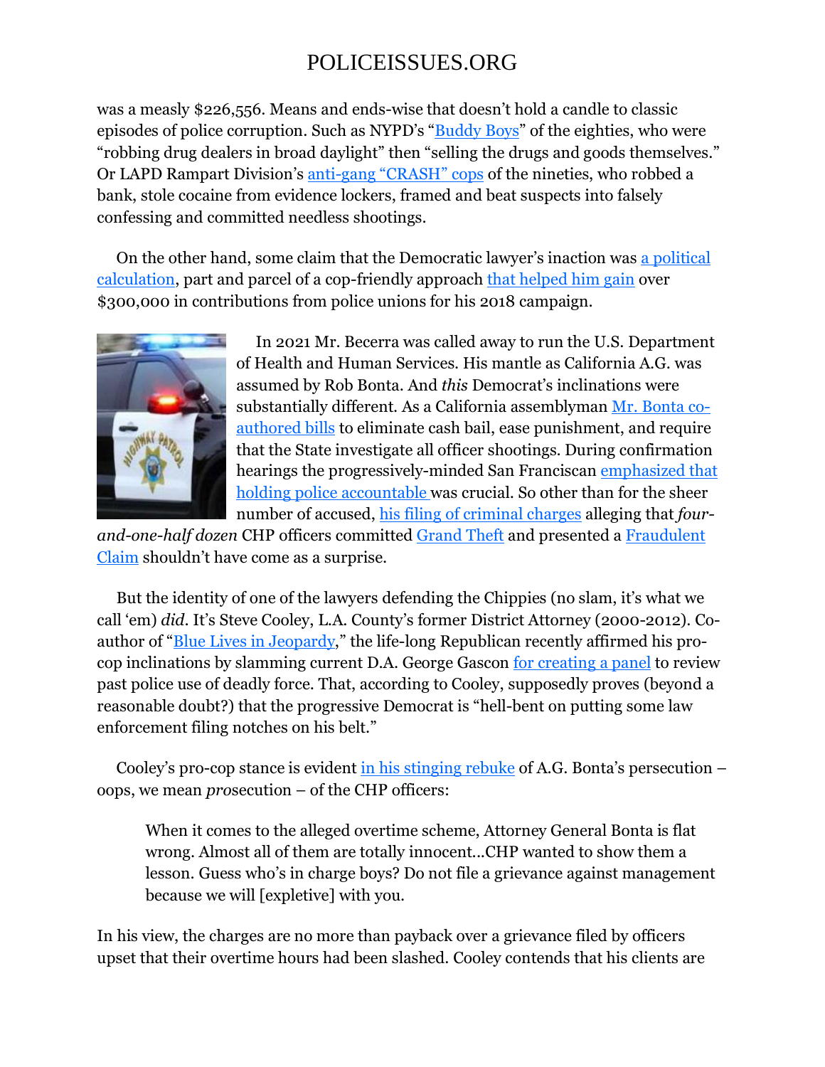was a measly $226,556. Means and ends-wise that doesn't hold a candle to classic episodes of police corruption. Such as NYPD's "Buddy Boys" of the eighties, who were "robbing drug dealers in broad daylight" then "selling the drugs and goods themselves." Or LAPD Rampart Division's anti-gang "CRASH" cops of the nineties, who robbed a bank, stole cocaine from evidence lockers, framed and beat suspects into falsely confessing and committed needless shootings.

On the other hand, some claim that the Democratic lawyer's inaction was a political calculation, part and parcel of a cop-friendly approach that helped him gain over $300,000 in contributions from police unions for his 2018 campaign.

In 2021 Mr. Becerra was called away to run the U.S. Department of Health and Human Services. His mantle as California A.G. was assumed by Rob Bonta. And *this* Democrat's inclinations were substantially different. As a California assemblyman Mr. Bonta co-authored bills to eliminate cash bail, ease punishment, and require that the State investigate all officer shootings. During confirmation hearings the progressively-minded San Franciscan emphasized that holding police accountable was crucial. So other than for the sheer number of accused, his filing of criminal charges alleging that *four-and-one-half dozen* CHP officers committed Grand Theft and presented a Fraudulent Claim shouldn't have come as a surprise.

But the identity of one of the lawyers defending the Chippies (no slam, it's what we call 'em) *did*. It's Steve Cooley, L.A. County's former District Attorney (2000-2012). Co-author of "Blue Lives in Jeopardy," the life-long Republican recently affirmed his pro-cop inclinations by slamming current D.A. George Gascon for creating a panel to review past police use of deadly force. That, according to Cooley, supposedly proves (beyond a reasonable doubt?) that the progressive Democrat is "hell-bent on putting some law enforcement filing notches on his belt."

Cooley's pro-cop stance is evident in his stinging rebuke of A.G. Bonta's persecution – oops, we mean *pro*secution – of the CHP officers:

> When it comes to the alleged overtime scheme, Attorney General Bonta is flat wrong. Almost all of them are totally innocent...CHP wanted to show them a lesson. Guess who's in charge boys? Do not file a grievance against management because we will [expletive] with you.

In his view, the charges are no more than payback over a grievance filed by officers upset that their overtime hours had been slashed. Cooley contends that his clients are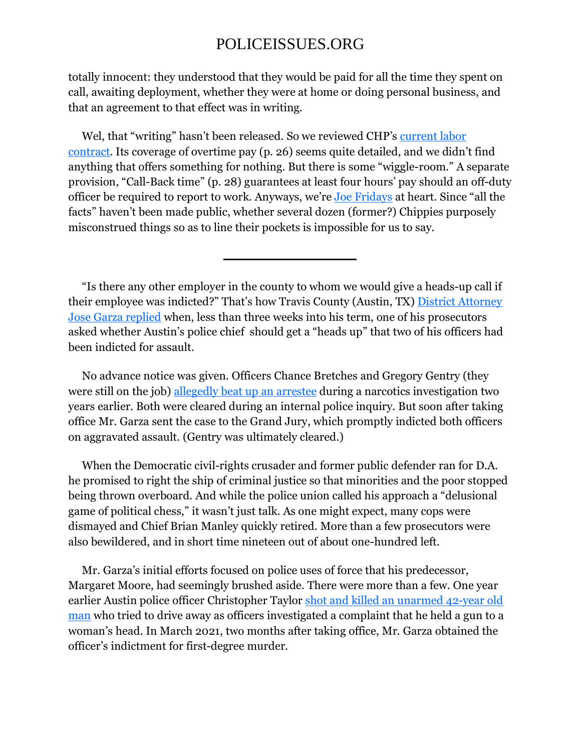totally innocent: they understood that they would be paid for all the time they spent on call, awaiting deployment, whether they were at home or doing personal business, and that an agreement to that effect was in writing.

Wel, that "writing" hasn't been released. So we reviewed CHP's current labor contract. Its coverage of overtime pay (p. 26) seems quite detailed, and we didn't find anything that offers something for nothing. But there is some "wiggle-room." A separate provision, "Call-Back time" (p. 28) guarantees at least four hours' pay should an off-duty officer be required to report to work. Anyways, we're Joe Fridays at heart. Since "all the facts" haven't been made public, whether several dozen (former?) Chippies purposely misconstrued things so as to line their pockets is impossible for us to say.

---

"Is there any other employer in the county to whom we would give a heads-up call if their employee was indicted?" That's how Travis County (Austin, TX) District Attorney Jose Garza replied when, less than three weeks into his term, one of his prosecutors asked whether Austin's police chief should get a "heads up" that two of his officers had been indicted for assault.

No advance notice was given. Officers Chance Bretches and Gregory Gentry (they were still on the job) allegedly beat up an arrestee during a narcotics investigation two years earlier. Both were cleared during an internal police inquiry. But soon after taking office Mr. Garza sent the case to the Grand Jury, which promptly indicted both officers on aggravated assault. (Gentry was ultimately cleared.)

When the Democratic civil-rights crusader and former public defender ran for D.A. he promised to right the ship of criminal justice so that minorities and the poor stopped being thrown overboard. And while the police union called his approach a "delusional game of political chess," it wasn't just talk. As one might expect, many cops were dismayed and Chief Brian Manley quickly retired. More than a few prosecutors were also bewildered, and in short time nineteen out of about one-hundred left.

Mr. Garza's initial efforts focused on police uses of force that his predecessor, Margaret Moore, had seemingly brushed aside. There were more than a few. One year earlier Austin police officer Christopher Taylor shot and killed an unarmed 42-year old man who tried to drive away as officers investigated a complaint that he held a gun to a woman's head. In March 2021, two months after taking office, Mr. Garza obtained the officer's indictment for first-degree murder.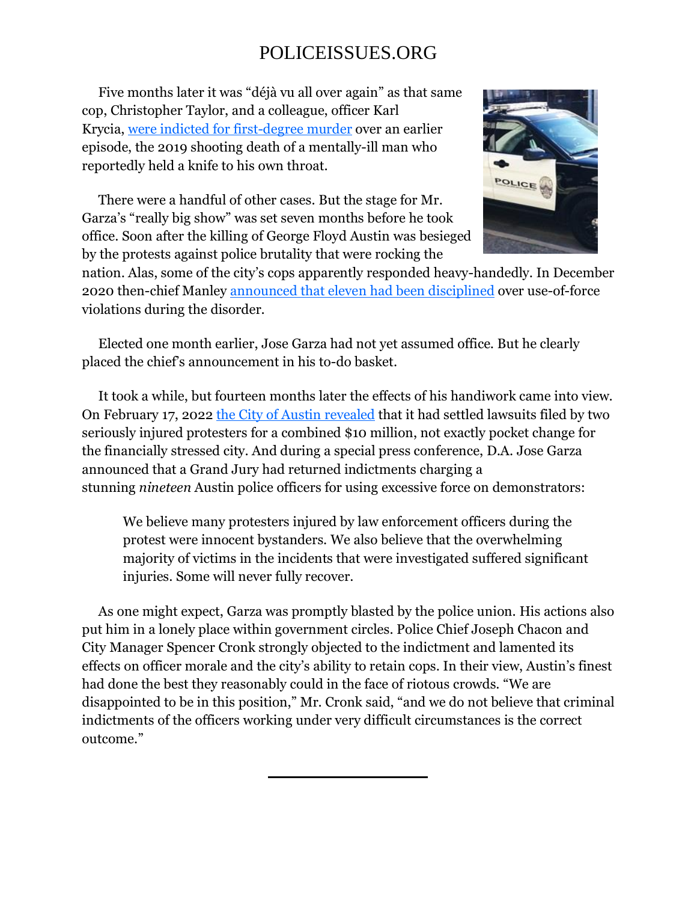Five months later it was "déjà vu all over again" as that same cop, Christopher Taylor, and a colleague, officer Karl Krycia, were indicted for first-degree murder over an earlier episode, the 2019 shooting death of a mentally-ill man who reportedly held a knife to his own throat.

There were a handful of other cases. But the stage for Mr. Garza's "really big show" was set seven months before he took office. Soon after the killing of George Floyd Austin was besieged by the protests against police brutality that were rocking the nation. Alas, some of the city's cops apparently responded heavy-handedly. In December 2020 then-chief Manley announced that eleven had been disciplined over use-of-force violations during the disorder.

Elected one month earlier, Jose Garza had not yet assumed office. But he clearly placed the chief's announcement in his to-do basket.

It took a while, but fourteen months later the effects of his handiwork came into view. On February 17, 2022 the City of Austin revealed that it had settled lawsuits filed by two seriously injured protesters for a combined $10 million, not exactly pocket change for the financially stressed city. And during a special press conference, D.A. Jose Garza announced that a Grand Jury had returned indictments charging a stunning *nineteen* Austin police officers for using excessive force on demonstrators:

> We believe many protesters injured by law enforcement officers during the protest were innocent bystanders. We also believe that the overwhelming majority of victims in the incidents that were investigated suffered significant injuries. Some will never fully recover.

As one might expect, Garza was promptly blasted by the police union. His actions also put him in a lonely place within government circles. Police Chief Joseph Chacon and City Manager Spencer Cronk strongly objected to the indictment and lamented its effects on officer morale and the city's ability to retain cops. In their view, Austin's finest had done the best they reasonably could in the face of riotous crowds. "We are disappointed to be in this position," Mr. Cronk said, "and we do not believe that criminal indictments of the officers working under very difficult circumstances is the correct outcome."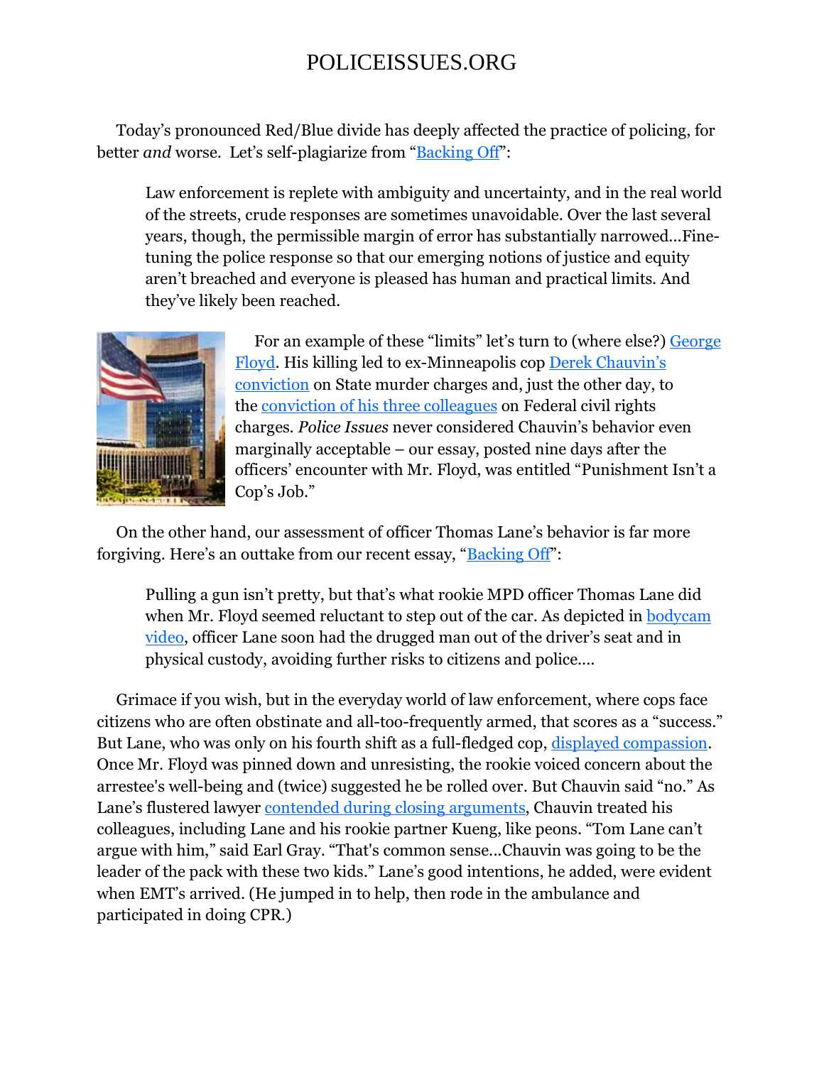Today's pronounced Red/Blue divide has deeply affected the practice of policing, for better *and* worse. Let's self-plagiarize from "Backing Off":

> Law enforcement is replete with ambiguity and uncertainty, and in the real world of the streets, crude responses are sometimes unavoidable. Over the last several years, though, the permissible margin of error has substantially narrowed...Fine-tuning the police response so that our emerging notions of justice and equity aren't breached and everyone is pleased has human and practical limits. And they've likely been reached.

For an example of these "limits" let's turn to (where else?) George Floyd. His killing led to ex-Minneapolis cop Derek Chauvin's conviction on State murder charges and, just the other day, to the conviction of his three colleagues on Federal civil rights charges. *Police Issues* never considered Chauvin's behavior even marginally acceptable – our essay, posted nine days after the officers' encounter with Mr. Floyd, was entitled "Punishment Isn't a Cop's Job."

On the other hand, our assessment of officer Thomas Lane's behavior is far more forgiving. Here's an outtake from our recent essay, "Backing Off":

> Pulling a gun isn't pretty, but that's what rookie MPD officer Thomas Lane did when Mr. Floyd seemed reluctant to step out of the car. As depicted in bodycam video, officer Lane soon had the drugged man out of the driver's seat and in physical custody, avoiding further risks to citizens and police....

Grimace if you wish, but in the everyday world of law enforcement, where cops face citizens who are often obstinate and all-too-frequently armed, that scores as a "success." But Lane, who was only on his fourth shift as a full-fledged cop, displayed compassion. Once Mr. Floyd was pinned down and unresisting, the rookie voiced concern about the arrestee's well-being and (twice) suggested he be rolled over. But Chauvin said "no." As Lane's flustered lawyer contended during closing arguments, Chauvin treated his colleagues, including Lane and his rookie partner Kueng, like peons. "Tom Lane can't argue with him," said Earl Gray. "That's common sense...Chauvin was going to be the leader of the pack with these two kids." Lane's good intentions, he added, were evident when EMT's arrived. (He jumped in to help, then rode in the ambulance and participated in doing CPR.)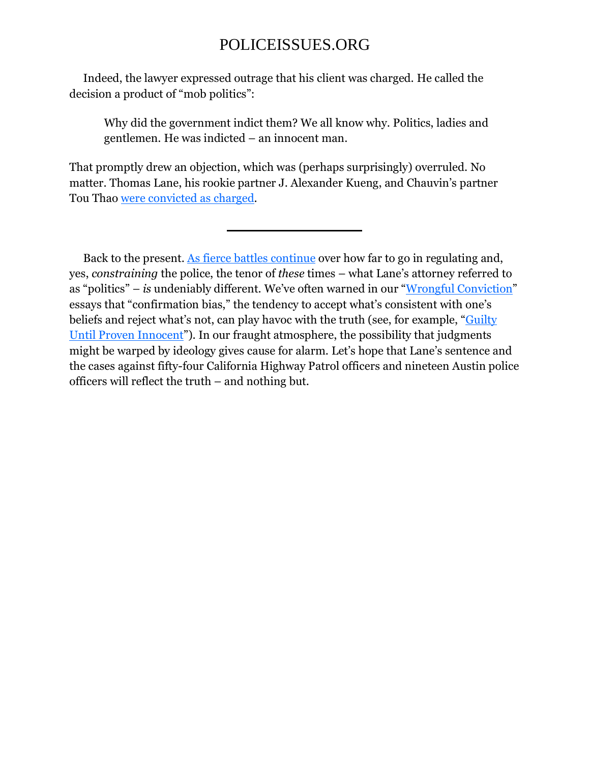Indeed, the lawyer expressed outrage that his client was charged. He called the decision a product of "mob politics":

> Why did the government indict them? We all know why. Politics, ladies and gentlemen. He was indicted – an innocent man.

That promptly drew an objection, which was (perhaps surprisingly) overruled. No matter. Thomas Lane, his rookie partner J. Alexander Kueng, and Chauvin's partner Tou Thao were convicted as charged.

---

Back to the present. As fierce battles continue over how far to go in regulating and, yes, *constraining* the police, the tenor of *these* times – what Lane's attorney referred to as "politics" – *is* undeniably different. We've often warned in our "Wrongful Conviction" essays that "confirmation bias," the tendency to accept what's consistent with one's beliefs and reject what's not, can play havoc with the truth (see, for example, "Guilty Until Proven Innocent"). In our fraught atmosphere, the possibility that judgments might be warped by ideology gives cause for alarm. Let's hope that Lane's sentence and the cases against fifty-four California Highway Patrol officers and nineteen Austin police officers will reflect the truth – and nothing but.